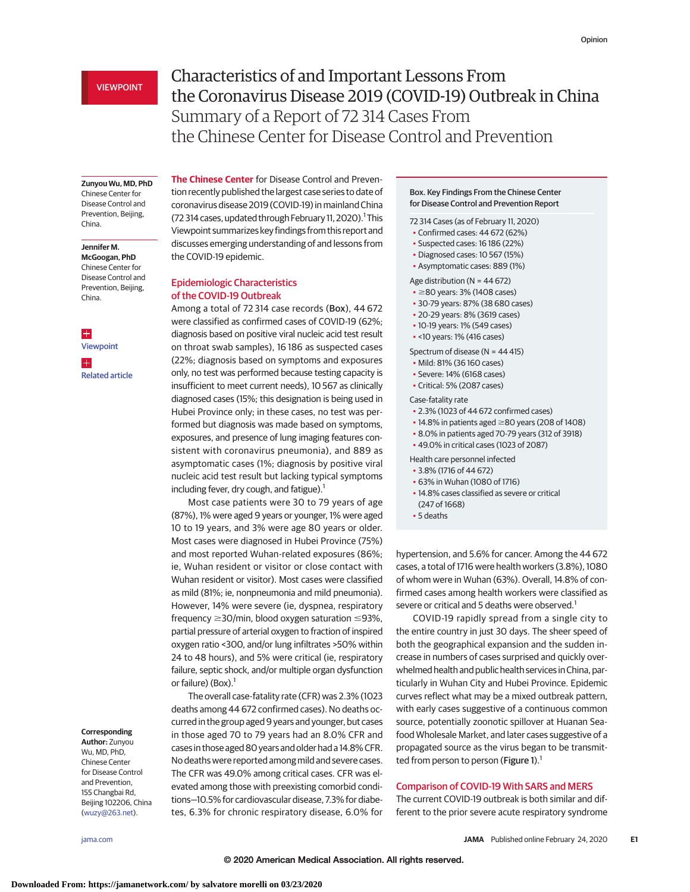VIEWPOINT

# Characteristics of and Important Lessons From the Coronavirus Disease 2019 (COVID-19) Outbreak in China

## Summary of a Report of 72 314 Cases From the Chinese Center for Disease Control and Prevention

**Zunyou Wu, MD, PhD**
Chinese Center for Disease Control and Prevention, Beijing, China.

**Jennifer M. McGoogan, PhD**
Chinese Center for Disease Control and Prevention, Beijing, China.

Viewpoint

Related article

**Corresponding Author:** Zunyou Wu, MD, PhD, Chinese Center for Disease Control and Prevention, 155 Changbai Rd, Beijing 102206, China (wuzy@263.net).

The Chinese Center for Disease Control and Prevention recently published the largest case series to date of coronavirus disease 2019 (COVID-19) in mainland China (72 314 cases, updated through February 11, 2020).[1] This Viewpoint summarizes key findings from this report and discusses emerging understanding of and lessons from the COVID-19 epidemic.

### Epidemiologic Characteristics of the COVID-19 Outbreak

Among a total of 72 314 case records (Box), 44 672 were classified as confirmed cases of COVID-19 (62%; diagnosis based on positive viral nucleic acid test result on throat swab samples), 16 186 as suspected cases (22%; diagnosis based on symptoms and exposures only, no test was performed because testing capacity is insufficient to meet current needs), 10 567 as clinically diagnosed cases (15%; this designation is being used in Hubei Province only; in these cases, no test was performed but diagnosis was made based on symptoms, exposures, and presence of lung imaging features consistent with coronavirus pneumonia), and 889 as asymptomatic cases (1%; diagnosis by positive viral nucleic acid test result but lacking typical symptoms including fever, dry cough, and fatigue).[1]

Most case patients were 30 to 79 years of age (87%), 1% were aged 9 years or younger, 1% were aged 10 to 19 years, and 3% were age 80 years or older. Most cases were diagnosed in Hubei Province (75%) and most reported Wuhan-related exposures (86%; ie, Wuhan resident or visitor or close contact with Wuhan resident or visitor). Most cases were classified as mild (81%; ie, nonpneumonia and mild pneumonia). However, 14% were severe (ie, dyspnea, respiratory frequency ≥30/min, blood oxygen saturation ≤93%, partial pressure of arterial oxygen to fraction of inspired oxygen ratio <300, and/or lung infiltrates >50% within 24 to 48 hours), and 5% were critical (ie, respiratory failure, septic shock, and/or multiple organ dysfunction or failure) (Box).[1]

The overall case-fatality rate (CFR) was 2.3% (1023 deaths among 44 672 confirmed cases). No deaths occurred in the group aged 9 years and younger, but cases in those aged 70 to 79 years had an 8.0% CFR and cases in those aged 80 years and older had a 14.8% CFR. No deaths were reported among mild and severe cases. The CFR was 49.0% among critical cases. CFR was elevated among those with preexisting comorbid conditions—10.5% for cardiovascular disease, 7.3% for diabetes, 6.3% for chronic respiratory disease, 6.0% for hypertension, and 5.6% for cancer. Among the 44 672 cases, a total of 1716 were health workers (3.8%), 1080 of whom were in Wuhan (63%). Overall, 14.8% of confirmed cases among health workers were classified as severe or critical and 5 deaths were observed.[1]

> **Box. Key Findings From the Chinese Center for Disease Control and Prevention Report**
>
> 72 314 Cases (as of February 11, 2020)
> - Confirmed cases: 44 672 (62%)
> - Suspected cases: 16 186 (22%)
> - Diagnosed cases: 10 567 (15%)
> - Asymptomatic cases: 889 (1%)
>
> Age distribution (N = 44 672)
> - ≥80 years: 3% (1408 cases)
> - 30-79 years: 87% (38 680 cases)
> - 20-29 years: 8% (3619 cases)
> - 10-19 years: 1% (549 cases)
> - <10 years: 1% (416 cases)
>
> Spectrum of disease (N = 44 415)
> - Mild: 81% (36 160 cases)
> - Severe: 14% (6168 cases)
> - Critical: 5% (2087 cases)
>
> Case-fatality rate
> - 2.3% (1023 of 44 672 confirmed cases)
> - 14.8% in patients aged ≥80 years (208 of 1408)
> - 8.0% in patients aged 70-79 years (312 of 3918)
> - 49.0% in critical cases (1023 of 2087)
>
> Health care personnel infected
> - 3.8% (1716 of 44 672)
> - 63% in Wuhan (1080 of 1716)
> - 14.8% cases classified as severe or critical (247 of 1668)
> - 5 deaths

COVID-19 rapidly spread from a single city to the entire country in just 30 days. The sheer speed of both the geographical expansion and the sudden increase in numbers of cases surprised and quickly overwhelmed health and public health services in China, particularly in Wuhan City and Hubei Province. Epidemic curves reflect what may be a mixed outbreak pattern, with early cases suggestive of a continuous common source, potentially zoonotic spillover at Huanan Seafood Wholesale Market, and later cases suggestive of a propagated source as the virus began to be transmitted from person to person (Figure 1).[1]

### Comparison of COVID-19 With SARS and MERS

The current COVID-19 outbreak is both similar and different to the prior severe acute respiratory syndrome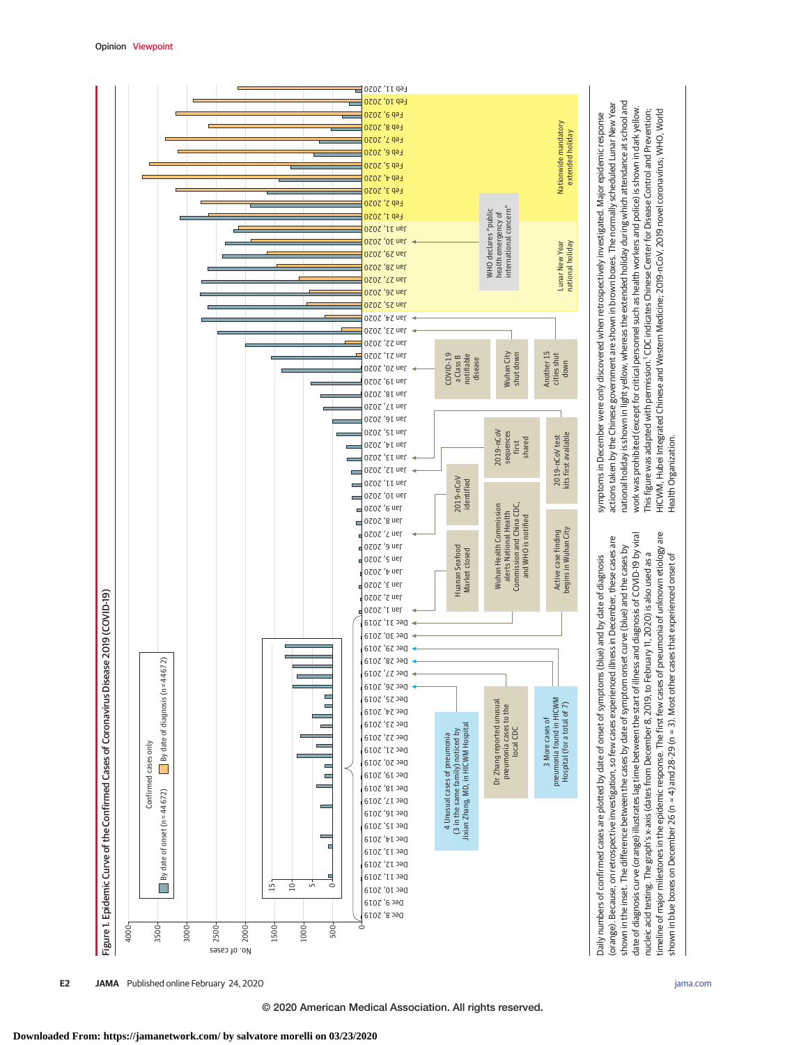**Figure 1. Epidemic Curve of the Confirmed Cases of Coronavirus Disease 2019 (COVID-19)**

Daily numbers of confirmed cases are plotted by date of onset of symptoms (blue) and by date of diagnosis (orange). Because, on retrospective investigation, so few cases experienced illness in December, these cases are shown in the inset. The difference between the cases by date of symptom onset curve (blue) and the cases by date of diagnosis curve (orange) illustrates lag time between the start of illness and diagnosis of COVID-19 by viral nucleic acid testing. The graph's x-axis (dates from December 8, 2019, to February 11, 2020) is also used as a timeline of major milestones in the epidemic response. The first few cases of pneumonia of unknown etiology are shown in blue boxes on December 26 (n = 4) and 28-29 (n = 3). Most other cases that experienced onset of symptoms in December were only discovered when retrospectively investigated. Major epidemic response actions taken by the Chinese government are shown in brown boxes. The normally scheduled Lunar New Year national holiday is shown in light yellow, whereas the extended holiday during which attendance at school and work was prohibited (except for critical personnel such as health workers and police) is shown in dark yellow. This figure was adapted with permission.[1] CDC indicates Chinese Center for Disease Control and Prevention; HICWM, Hubei Integrated Chinese and Western Medicine; 2019-nCoV, 2019 novel coronavirus; WHO, World Health Organization.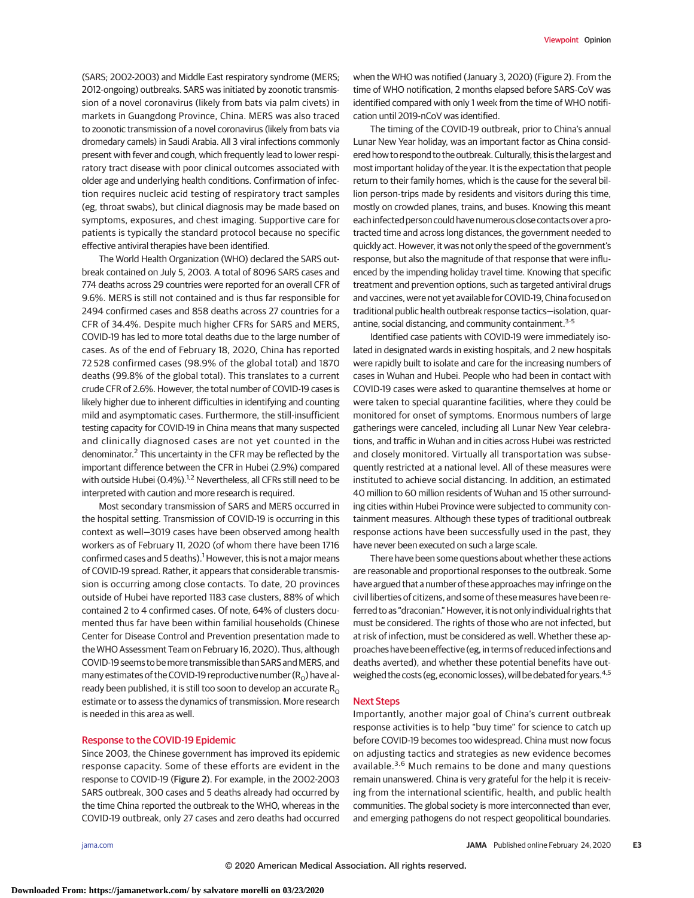(SARS; 2002-2003) and Middle East respiratory syndrome (MERS; 2012-ongoing) outbreaks. SARS was initiated by zoonotic transmission of a novel coronavirus (likely from bats via palm civets) in markets in Guangdong Province, China. MERS was also traced to zoonotic transmission of a novel coronavirus (likely from bats via dromedary camels) in Saudi Arabia. All 3 viral infections commonly present with fever and cough, which frequently lead to lower respiratory tract disease with poor clinical outcomes associated with older age and underlying health conditions. Confirmation of infection requires nucleic acid testing of respiratory tract samples (eg, throat swabs), but clinical diagnosis may be made based on symptoms, exposures, and chest imaging. Supportive care for patients is typically the standard protocol because no specific effective antiviral therapies have been identified.

The World Health Organization (WHO) declared the SARS outbreak contained on July 5, 2003. A total of 8096 SARS cases and 774 deaths across 29 countries were reported for an overall CFR of 9.6%. MERS is still not contained and is thus far responsible for 2494 confirmed cases and 858 deaths across 27 countries for a CFR of 34.4%. Despite much higher CFRs for SARS and MERS, COVID-19 has led to more total deaths due to the large number of cases. As of the end of February 18, 2020, China has reported 72 528 confirmed cases (98.9% of the global total) and 1870 deaths (99.8% of the global total). This translates to a current crude CFR of 2.6%. However, the total number of COVID-19 cases is likely higher due to inherent difficulties in identifying and counting mild and asymptomatic cases. Furthermore, the still-insufficient testing capacity for COVID-19 in China means that many suspected and clinically diagnosed cases are not yet counted in the denominator.[2] This uncertainty in the CFR may be reflected by the important difference between the CFR in Hubei (2.9%) compared with outside Hubei (0.4%).[1,2] Nevertheless, all CFRs still need to be interpreted with caution and more research is required.

Most secondary transmission of SARS and MERS occurred in the hospital setting. Transmission of COVID-19 is occurring in this context as well—3019 cases have been observed among health workers as of February 11, 2020 (of whom there have been 1716 confirmed cases and 5 deaths).[1] However, this is not a major means of COVID-19 spread. Rather, it appears that considerable transmission is occurring among close contacts. To date, 20 provinces outside of Hubei have reported 1183 case clusters, 88% of which contained 2 to 4 confirmed cases. Of note, 64% of clusters documented thus far have been within familial households (Chinese Center for Disease Control and Prevention presentation made to the WHO Assessment Team on February 16, 2020). Thus, although COVID-19 seems to be more transmissible than SARS and MERS, and many estimates of the COVID-19 reproductive number ($R_0$) have already been published, it is still too soon to develop an accurate $R_0$ estimate or to assess the dynamics of transmission. More research is needed in this area as well.

## Response to the COVID-19 Epidemic

Since 2003, the Chinese government has improved its epidemic response capacity. Some of these efforts are evident in the response to COVID-19 (**Figure 2**). For example, in the 2002-2003 SARS outbreak, 300 cases and 5 deaths already had occurred by the time China reported the outbreak to the WHO, whereas in the COVID-19 outbreak, only 27 cases and zero deaths had occurred when the WHO was notified (January 3, 2020) (Figure 2). From the time of WHO notification, 2 months elapsed before SARS-CoV was identified compared with only 1 week from the time of WHO notification until 2019-nCoV was identified.

The timing of the COVID-19 outbreak, prior to China's annual Lunar New Year holiday, was an important factor as China considered how to respond to the outbreak. Culturally, this is the largest and most important holiday of the year. It is the expectation that people return to their family homes, which is the cause for the several billion person-trips made by residents and visitors during this time, mostly on crowded planes, trains, and buses. Knowing this meant each infected person could have numerous close contacts over a protracted time and across long distances, the government needed to quickly act. However, it was not only the speed of the government's response, but also the magnitude of that response that were influenced by the impending holiday travel time. Knowing that specific treatment and prevention options, such as targeted antiviral drugs and vaccines, were not yet available for COVID-19, China focused on traditional public health outbreak response tactics—isolation, quarantine, social distancing, and community containment.[3-5]

Identified case patients with COVID-19 were immediately isolated in designated wards in existing hospitals, and 2 new hospitals were rapidly built to isolate and care for the increasing numbers of cases in Wuhan and Hubei. People who had been in contact with COVID-19 cases were asked to quarantine themselves at home or were taken to special quarantine facilities, where they could be monitored for onset of symptoms. Enormous numbers of large gatherings were canceled, including all Lunar New Year celebrations, and traffic in Wuhan and in cities across Hubei was restricted and closely monitored. Virtually all transportation was subsequently restricted at a national level. All of these measures were instituted to achieve social distancing. In addition, an estimated 40 million to 60 million residents of Wuhan and 15 other surrounding cities within Hubei Province were subjected to community containment measures. Although these types of traditional outbreak response actions have been successfully used in the past, they have never been executed on such a large scale.

There have been some questions about whether these actions are reasonable and proportional responses to the outbreak. Some have argued that a number of these approaches may infringe on the civil liberties of citizens, and some of these measures have been referred to as "draconian." However, it is not only individual rights that must be considered. The rights of those who are not infected, but at risk of infection, must be considered as well. Whether these approaches have been effective (eg, in terms of reduced infections and deaths averted), and whether these potential benefits have outweighed the costs (eg, economic losses), will be debated for years.[4,5]

## Next Steps

Importantly, another major goal of China's current outbreak response activities is to help "buy time" for science to catch up before COVID-19 becomes too widespread. China must now focus on adjusting tactics and strategies as new evidence becomes available.[3,6] Much remains to be done and many questions remain unanswered. China is very grateful for the help it is receiving from the international scientific, health, and public health communities. The global society is more interconnected than ever, and emerging pathogens do not respect geopolitical boundaries.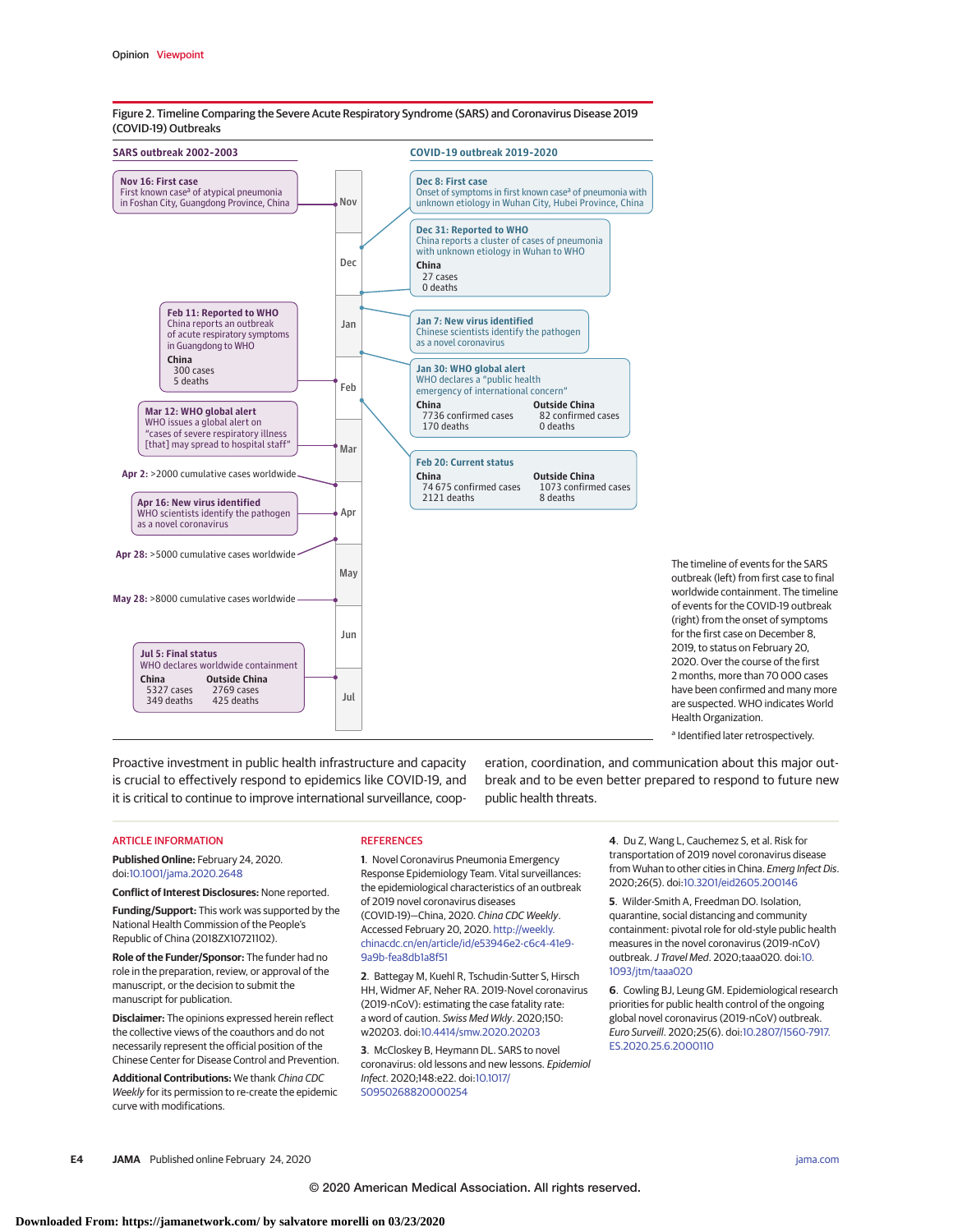Figure 2. Timeline Comparing the Severe Acute Respiratory Syndrome (SARS) and Coronavirus Disease 2019 (COVID-19) Outbreaks

SARS outbreak 2002-2003

**Nov 16: First case**
First known case[a] of atypical pneumonia in Foshan City, Guangdong Province, China

**Feb 11: Reported to WHO**
China reports an outbreak of acute respiratory symptoms in Guangdong to WHO
China
300 cases
5 deaths

**Mar 12: WHO global alert**
WHO issues a global alert on "cases of severe respiratory illness [that] may spread to hospital staff"

**Apr 2:** >2000 cumulative cases worldwide

**Apr 16: New virus identified**
WHO scientists identify the pathogen as a novel coronavirus

**Apr 28:** >5000 cumulative cases worldwide

**May 28:** >8000 cumulative cases worldwide

**Jul 5: Final status**
WHO declares worldwide containment
China
5327 cases
349 deaths
Outside China
2769 cases
425 deaths

Nov
Dec
Jan
Feb
Mar
Apr
May
Jun
Jul

COVID-19 outbreak 2019-2020

**Dec 8: First case**
Onset of symptoms in first known case[a] of pneumonia with unknown etiology in Wuhan City, Hubei Province, China

**Dec 31: Reported to WHO**
China reports a cluster of cases of pneumonia with unknown etiology in Wuhan to WHO
China
27 cases
0 deaths

**Jan 7: New virus identified**
Chinese scientists identify the pathogen as a novel coronavirus

**Jan 30: WHO global alert**
WHO declares a "public health emergency of international concern"
China
7736 confirmed cases
170 deaths
Outside China
82 confirmed cases
0 deaths

**Feb 20: Current status**
China
74 675 confirmed cases
2121 deaths
Outside China
1073 confirmed cases
8 deaths

The timeline of events for the SARS outbreak (left) from first case to final worldwide containment. The timeline of events for the COVID-19 outbreak (right) from the onset of symptoms for the first case on December 8, 2019, to status on February 20, 2020. Over the course of the first 2 months, more than 70 000 cases have been confirmed and many more are suspected. WHO indicates World Health Organization.

[a] Identified later retrospectively.

Proactive investment in public health infrastructure and capacity is crucial to effectively respond to epidemics like COVID-19, and it is critical to continue to improve international surveillance, cooperation, coordination, and communication about this major outbreak and to be even better prepared to respond to future new public health threats.

## ARTICLE INFORMATION

**Published Online:** February 24, 2020. doi:10.1001/jama.2020.2648

**Conflict of Interest Disclosures:** None reported.

**Funding/Support:** This work was supported by the National Health Commission of the People's Republic of China (2018ZX10721102).

**Role of the Funder/Sponsor:** The funder had no role in the preparation, review, or approval of the manuscript, or the decision to submit the manuscript for publication.

**Disclaimer:** The opinions expressed herein reflect the collective views of the coauthors and do not necessarily represent the official position of the Chinese Center for Disease Control and Prevention.

**Additional Contributions:** We thank *China CDC Weekly* for its permission to re-create the epidemic curve with modifications.

## REFERENCES

1. Novel Coronavirus Pneumonia Emergency Response Epidemiology Team. Vital surveillances: the epidemiological characteristics of an outbreak of 2019 novel coronavirus diseases (COVID-19)—China, 2020. *China CDC Weekly*. Accessed February 20, 2020. http://weekly.chinacdc.cn/en/article/id/e53946e2-c6c4-41e9-9a9b-fea8db1a8f51

2. Battegay M, Kuehl R, Tschudin-Sutter S, Hirsch HH, Widmer AF, Neher RA. 2019-Novel coronavirus (2019-nCoV): estimating the case fatality rate: a word of caution. *Swiss Med Wkly*. 2020;150:w20203. doi:10.4414/smw.2020.20203

3. McCloskey B, Heymann DL. SARS to novel coronavirus: old lessons and new lessons. *Epidemiol Infect*. 2020;148:e22. doi:10.1017/S0950268820000254

4. Du Z, Wang L, Cauchemez S, et al. Risk for transportation of 2019 novel coronavirus disease from Wuhan to other cities in China. *Emerg Infect Dis*. 2020;26(5). doi:10.3201/eid2605.200146

5. Wilder-Smith A, Freedman DO. Isolation, quarantine, social distancing and community containment: pivotal role for old-style public health measures in the novel coronavirus (2019-nCoV) outbreak. *J Travel Med*. 2020;taaa020. doi:10.1093/jtm/taaa020

6. Cowling BJ, Leung GM. Epidemiological research priorities for public health control of the ongoing global novel coronavirus (2019-nCoV) outbreak. *Euro Surveill*. 2020;25(6). doi:10.2807/1560-7917.ES.2020.25.6.2000110